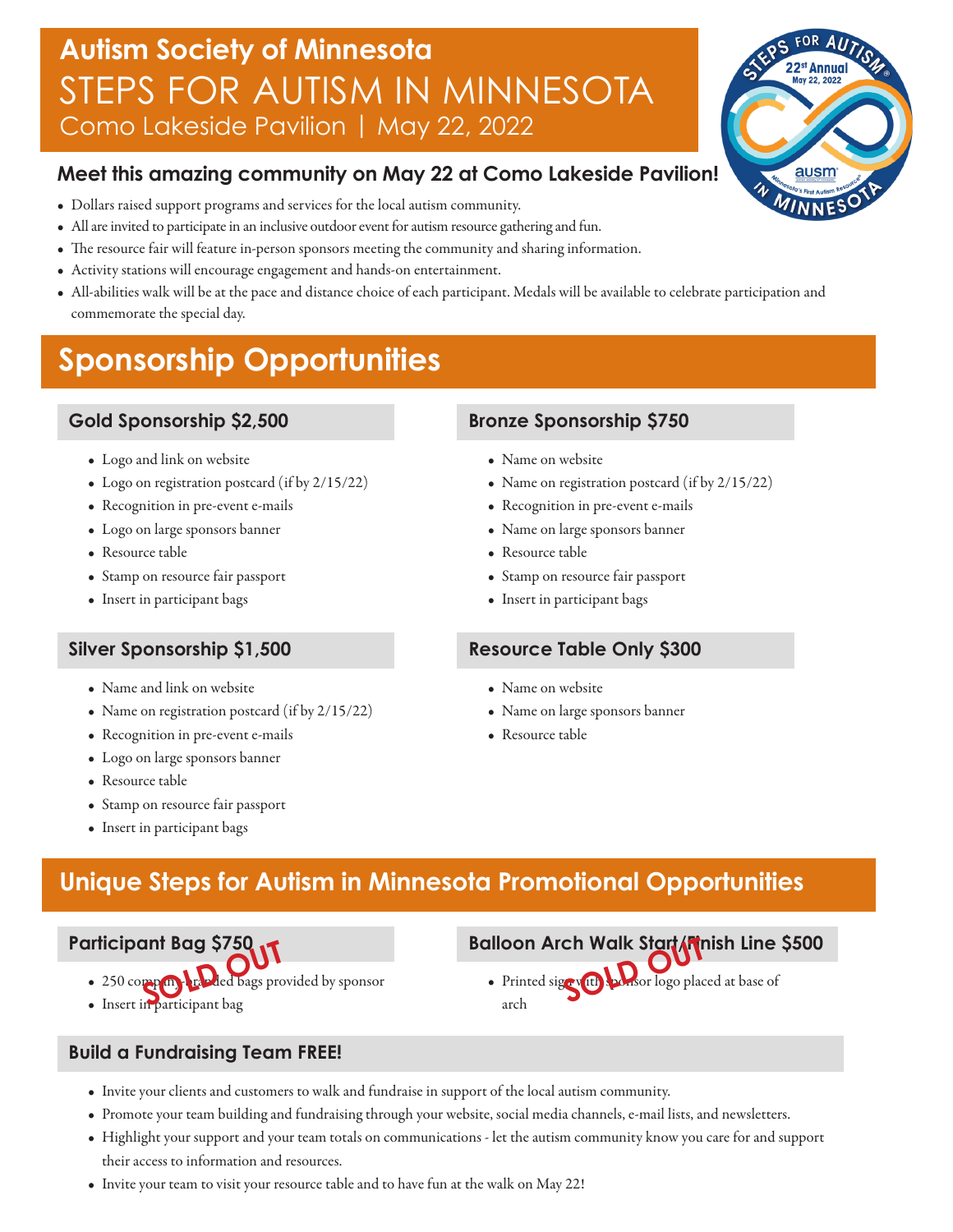# Autism Society of Minnesota

# STEPS FOR AUTISM IN MINNESOTA

Como Lakeside Pavilion | May 22, 2022

### Meet this amazing community on May 22 at Como Lakeside Pavilion!

- Dollars raised support programs and services for the local autism community.
- All are invited to participate in an inclusive outdoor event for autism resource gathering and fun.
- The resource fair will feature in-person sponsors meeting the community and sharing information.
- Activity stations will encourage engagement and hands-on entertainment.
- All-abilities walk will be at the pace and distance choice of each participant. Medals will be available to celebrate participation and commemorate the special day.

## Sponsorship Opportunities

### Gold Sponsorship $2,500

- Logo and link on website
- Logo on registration postcard (if by 2/15/22)
- Recognition in pre-event e-mails
- Logo on large sponsors banner
- Resource table
- Stamp on resource fair passport
- Insert in participant bags

### Silver Sponsorship $1,500

- Name and link on website
- Name on registration postcard (if by 2/15/22)
- Recognition in pre-event e-mails
- Logo on large sponsors banner
- Resource table
- Stamp on resource fair passport
- Insert in participant bags

### Bronze Sponsorship $750

- Name on website
- Name on registration postcard (if by 2/15/22)
- Recognition in pre-event e-mails
- Name on large sponsors banner
- Resource table
- Stamp on resource fair passport
- Insert in participant bags

### Resource Table Only $300

- Name on website
- Name on large sponsors banner
- Resource table

## Unique Steps for Autism in Minnesota Promotional Opportunities

### Participant Bag $750

**SOLD OUT**

- 250 company-branded bags provided by sponsor
- Insert in participant bag

### Balloon Arch Walk Start/Finish Line $500

**SOLD OUT**

- Printed sign with sponsor logo placed at base of arch

### Build a Fundraising Team FREE!

- Invite your clients and customers to walk and fundraise in support of the local autism community.
- Promote your team building and fundraising through your website, social media channels, e-mail lists, and newsletters.
- Highlight your support and your team totals on communications - let the autism community know you care for and support their access to information and resources.
- Invite your team to visit your resource table and to have fun at the walk on May 22!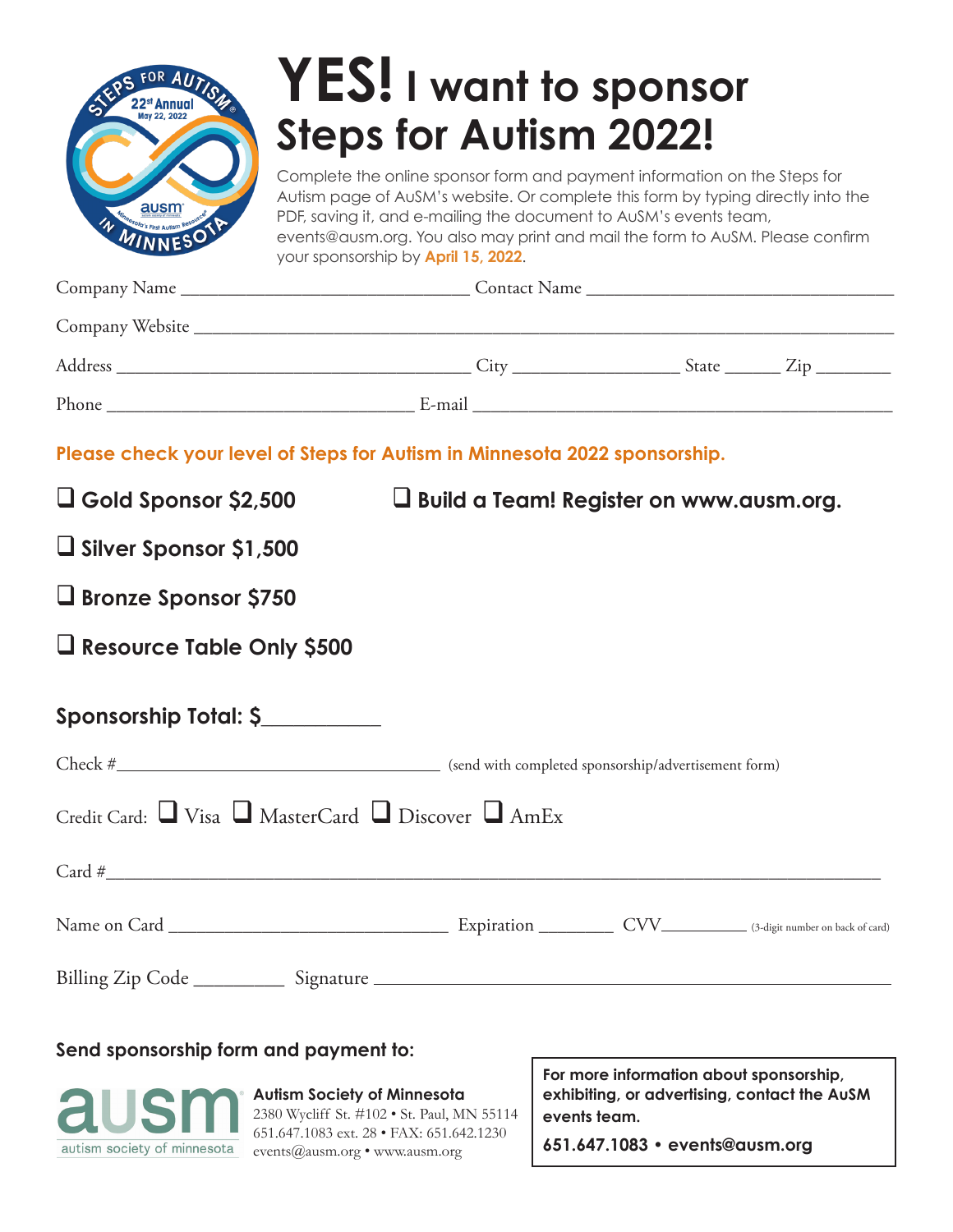# YES! I want to sponsor Steps for Autism 2022!

Complete the online sponsor form and payment information on the Steps for Autism page of AuSM's website. Or complete this form by typing directly into the PDF, saving it, and e-mailing the document to AuSM's events team, events@ausm.org. You also may print and mail the form to AuSM. Please confirm your sponsorship by **April 15, 2022**.

Company Name ______________________________ Contact Name ______________________________

Company Website ______________________________________________________________

Address ____________________________________ City ________________ State ______ Zip ________

Phone ______________________________ E-mail ____________________________________________

**Please check your level of Steps for Autism in Minnesota 2022 sponsorship.**

- ❑ **Gold Sponsor $2,500**
- ❑ **Silver Sponsor $1,500**
- ❑ **Bronze Sponsor $750**
- ❑ **Resource Table Only $500**
- ❑ **Build a Team! Register on www.ausm.org.**

**Sponsorship Total: $__________**

Check #________________________________ (send with completed sponsorship/advertisement form)

Credit Card: ❑ Visa ❑ MasterCard ❑ Discover ❑ AmEx

Card #____________________________________________________________________________

Name on Card ______________________________ Expiration ________ CVV_________ (3-digit number on back of card)

Billing Zip Code _________ Signature ________________________________________________

**Send sponsorship form and payment to:**

**Autism Society of Minnesota**
2380 Wycliff St. #102 • St. Paul, MN 55114
651.647.1083 ext. 28 • FAX: 651.642.1230
events@ausm.org • www.ausm.org

**For more information about sponsorship, exhibiting, or advertising, contact the AuSM events team.**

**651.647.1083 • events@ausm.org**